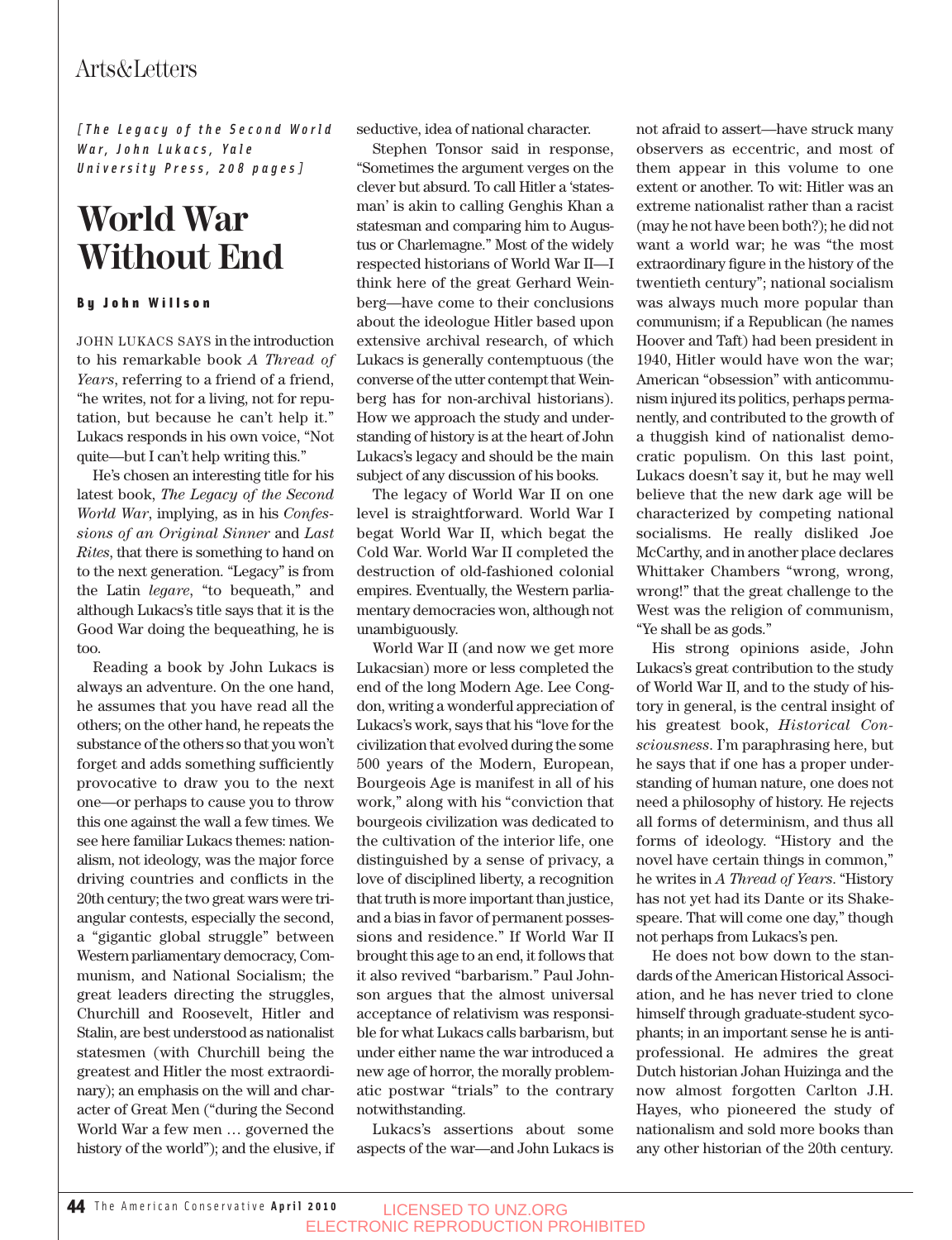*[The Legacy of the Second World War, John Lukacs, Yale University Press, 208 pages]*

# World War Without End

**By John Willson**

JOHN LUKACS SAYS in the introduction to his remarkable book *A Thread of Years*, referring to a friend of a friend, "he writes, not for a living, not for reputation, but because he can't help it." Lukacs responds in his own voice, "Not quite—but I can't help writing this."

He's chosen an interesting title for his latest book, *The Legacy of the Second World War*, implying, as in his *Confessions of an Original Sinner* and *Last Rites*, that there is something to hand on to the next generation. "Legacy" is from the Latin *legare*, "to bequeath," and although Lukacs's title says that it is the Good War doing the bequeathing, he is too.

Reading a book by John Lukacs is always an adventure. On the one hand, he assumes that you have read all the others; on the other hand, he repeats the substance of the others so that you won't forget and adds something sufficiently provocative to draw you to the next one—or perhaps to cause you to throw this one against the wall a few times. We see here familiar Lukacs themes: nationalism, not ideology, was the major force driving countries and conflicts in the 20th century; the two great wars were triangular contests, especially the second, a "gigantic global struggle" between Western parliamentary democracy, Communism, and National Socialism; the great leaders directing the struggles, Churchill and Roosevelt, Hitler and Stalin, are best understood as nationalist statesmen (with Churchill being the greatest and Hitler the most extraordinary); an emphasis on the will and character of Great Men ("during the Second World War a few men … governed the history of the world"); and the elusive, if seductive, idea of national character.

Stephen Tonsor said in response, "Sometimes the argument verges on the clever but absurd. To call Hitler a 'statesman' is akin to calling Genghis Khan a statesman and comparing him to Augustus or Charlemagne." Most of the widely respected historians of World War II—I think here of the great Gerhard Weinberg—have come to their conclusions about the ideologue Hitler based upon extensive archival research, of which Lukacs is generally contemptuous (the converse of the utter contempt that Weinberg has for non-archival historians). How we approach the study and understanding of history is at the heart of John Lukacs's legacy and should be the main subject of any discussion of his books.

The legacy of World War II on one level is straightforward. World War I begat World War II, which begat the Cold War. World War II completed the destruction of old-fashioned colonial empires. Eventually, the Western parliamentary democracies won, although not unambiguously.

World War II (and now we get more Lukacsian) more or less completed the end of the long Modern Age. Lee Congdon, writing a wonderful appreciation of Lukacs's work, says that his "love for the civilization that evolved during the some 500 years of the Modern, European, Bourgeois Age is manifest in all of his work," along with his "conviction that bourgeois civilization was dedicated to the cultivation of the interior life, one distinguished by a sense of privacy, a love of disciplined liberty, a recognition that truth is more important than justice, and a bias in favor of permanent possessions and residence." If World War II brought this age to an end, it follows that it also revived "barbarism." Paul Johnson argues that the almost universal acceptance of relativism was responsible for what Lukacs calls barbarism, but under either name the war introduced a new age of horror, the morally problematic postwar "trials" to the contrary notwithstanding.

Lukacs's assertions about some aspects of the war—and John Lukacs is not afraid to assert—have struck many observers as eccentric, and most of them appear in this volume to one extent or another. To wit: Hitler was an extreme nationalist rather than a racist (may he not have been both?); he did not want a world war; he was "the most extraordinary figure in the history of the twentieth century"; national socialism was always much more popular than communism; if a Republican (he names Hoover and Taft) had been president in 1940, Hitler would have won the war; American "obsession" with anticommunism injured its politics, perhaps permanently, and contributed to the growth of a thuggish kind of nationalist democratic populism. On this last point, Lukacs doesn't say it, but he may well believe that the new dark age will be characterized by competing national socialisms. He really disliked Joe McCarthy, and in another place declares Whittaker Chambers "wrong, wrong, wrong!" that the great challenge to the West was the religion of communism, "Ye shall be as gods."

His strong opinions aside, John Lukacs's great contribution to the study of World War II, and to the study of history in general, is the central insight of his greatest book, *Historical Consciousness*. I'm paraphrasing here, but he says that if one has a proper understanding of human nature, one does not need a philosophy of history. He rejects all forms of determinism, and thus all forms of ideology. "History and the novel have certain things in common," he writes in *A Thread of Years*. "History has not yet had its Dante or its Shakespeare. That will come one day," though not perhaps from Lukacs's pen.

He does not bow down to the standards of the American Historical Association, and he has never tried to clone himself through graduate-student sycophants; in an important sense he is anti-professional. He admires the great Dutch historian Johan Huizinga and the now almost forgotten Carlton J.H. Hayes, who pioneered the study of nationalism and sold more books than any other historian of the 20th century.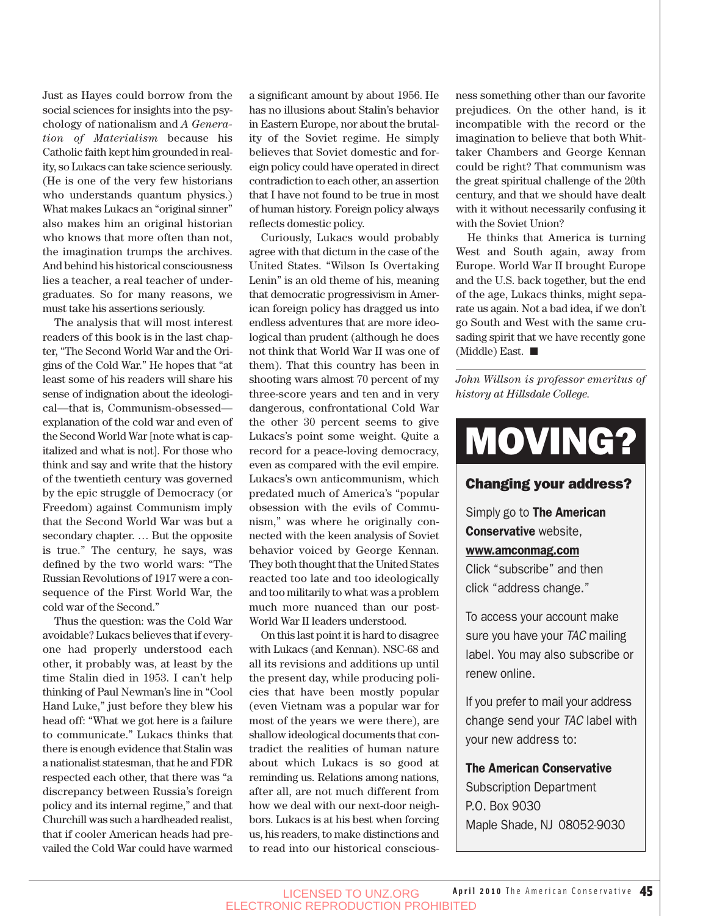Just as Hayes could borrow from the social sciences for insights into the psychology of nationalism and *A Generation of Materialism* because his Catholic faith kept him grounded in reality, so Lukacs can take science seriously. (He is one of the very few historians who understands quantum physics.) What makes Lukacs an "original sinner" also makes him an original historian who knows that more often than not, the imagination trumps the archives. And behind his historical consciousness lies a teacher, a real teacher of undergraduates. So for many reasons, we must take his assertions seriously.

The analysis that will most interest readers of this book is in the last chapter, "The Second World War and the Origins of the Cold War." He hopes that "at least some of his readers will share his sense of indignation about the ideological—that is, Communism-obsessed—explanation of the cold war and even of the Second World War [note what is capitalized and what is not]. For those who think and say and write that the history of the twentieth century was governed by the epic struggle of Democracy (or Freedom) against Communism imply that the Second World War was but a secondary chapter. … But the opposite is true." The century, he says, was defined by the two world wars: "The Russian Revolutions of 1917 were a consequence of the First World War, the cold war of the Second."

Thus the question: was the Cold War avoidable? Lukacs believes that if everyone had properly understood each other, it probably was, at least by the time Stalin died in 1953. I can't help thinking of Paul Newman's line in "Cool Hand Luke," just before they blew his head off: "What we got here is a failure to communicate." Lukacs thinks that there is enough evidence that Stalin was a nationalist statesman, that he and FDR respected each other, that there was "a discrepancy between Russia's foreign policy and its internal regime," and that Churchill was such a hardheaded realist, that if cooler American heads had prevailed the Cold War could have warmed a significant amount by about 1956. He has no illusions about Stalin's behavior in Eastern Europe, nor about the brutality of the Soviet regime. He simply believes that Soviet domestic and foreign policy could have operated in direct contradiction to each other, an assertion that I have not found to be true in most of human history. Foreign policy always reflects domestic policy.

Curiously, Lukacs would probably agree with that dictum in the case of the United States. "Wilson Is Overtaking Lenin" is an old theme of his, meaning that democratic progressivism in American foreign policy has dragged us into endless adventures that are more ideological than prudent (although he does not think that World War II was one of them). That this country has been in shooting wars almost 70 percent of my three-score years and ten and in very dangerous, confrontational Cold War the other 30 percent seems to give Lukacs's point some weight. Quite a record for a peace-loving democracy, even as compared with the evil empire. Lukacs's own anticommunism, which predated much of America's "popular obsession with the evils of Communism," was where he originally connected with the keen analysis of Soviet behavior voiced by George Kennan. They both thought that the United States reacted too late and too ideologically and too militarily to what was a problem much more nuanced than our post-World War II leaders understood.

On this last point it is hard to disagree with Lukacs (and Kennan). NSC-68 and all its revisions and additions up until the present day, while producing policies that have been mostly popular (even Vietnam was a popular war for most of the years we were there), are shallow ideological documents that contradict the realities of human nature about which Lukacs is so good at reminding us. Relations among nations, after all, are not much different from how we deal with our next-door neighbors. Lukacs is at his best when forcing us, his readers, to make distinctions and to read into our historical consciousness something other than our favorite prejudices. On the other hand, is it incompatible with the record or the imagination to believe that both Whittaker Chambers and George Kennan could be right? That communism was the great spiritual challenge of the 20th century, and that we should have dealt with it without necessarily confusing it with the Soviet Union?

He thinks that America is turning West and South again, away from Europe. World War II brought Europe and the U.S. back together, but the end of the age, Lukacs thinks, might separate us again. Not a bad idea, if we don't go South and West with the same crusading spirit that we have recently gone (Middle) East. ■

---

*John Willson is professor emeritus of history at Hillsdale College.*

# MOVING?

### Changing your address?

Simply go to **The American Conservative** website, **www.amconmag.com**
Click "subscribe" and then click "address change."

To access your account make sure you have your *TAC* mailing label. You may also subscribe or renew online.

If you prefer to mail your address change send your *TAC* label with your new address to:

**The American Conservative**
Subscription Department
P.O. Box 9030
Maple Shade, NJ 08052-9030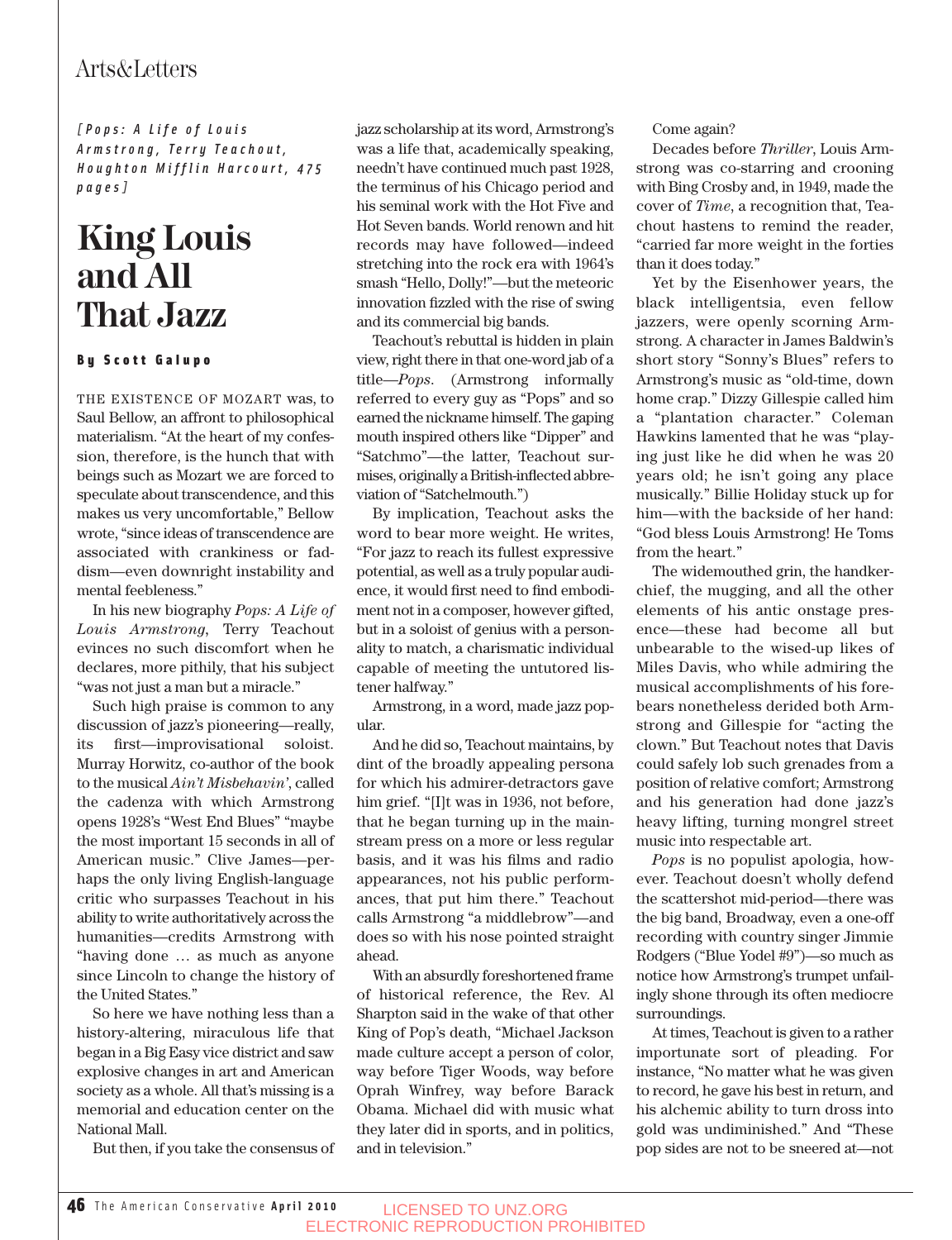[*Pops: A Life of Louis Armstrong*, Terry Teachout, Houghton Mifflin Harcourt, 475 pages]

# King Louis and All That Jazz

**By Scott Galupo**

THE EXISTENCE OF MOZART was, to Saul Bellow, an affront to philosophical materialism. "At the heart of my confession, therefore, is the hunch that with beings such as Mozart we are forced to speculate about transcendence, and this makes us very uncomfortable," Bellow wrote, "since ideas of transcendence are associated with crankiness or faddism—even downright instability and mental feebleness."

In his new biography *Pops: A Life of Louis Armstrong*, Terry Teachout evinces no such discomfort when he declares, more pithily, that his subject "was not just a man but a miracle."

Such high praise is common to any discussion of jazz's pioneering—really, its first—improvisational soloist. Murray Horwitz, co-author of the book to the musical *Ain't Misbehavin'*, called the cadenza with which Armstrong opens 1928's "West End Blues" "maybe the most important 15 seconds in all of American music." Clive James—perhaps the only living English-language critic who surpasses Teachout in his ability to write authoritatively across the humanities—credits Armstrong with "having done … as much as anyone since Lincoln to change the history of the United States."

So here we have nothing less than a history-altering, miraculous life that began in a Big Easy vice district and saw explosive changes in art and American society as a whole. All that's missing is a memorial and education center on the National Mall.

But then, if you take the consensus of jazz scholarship at its word, Armstrong's was a life that, academically speaking, needn't have continued much past 1928, the terminus of his Chicago period and his seminal work with the Hot Five and Hot Seven bands. World renown and hit records may have followed—indeed stretching into the rock era with 1964's smash "Hello, Dolly!"—but the meteoric innovation fizzled with the rise of swing and its commercial big bands.

Teachout's rebuttal is hidden in plain view, right there in that one-word jab of a title—*Pops*. (Armstrong informally referred to every guy as "Pops" and so earned the nickname himself. The gaping mouth inspired others like "Dipper" and "Satchmo"—the latter, Teachout surmises, originally a British-inflected abbreviation of "Satchelmouth.")

By implication, Teachout asks the word to bear more weight. He writes, "For jazz to reach its fullest expressive potential, as well as a truly popular audience, it would first need to find embodiment not in a composer, however gifted, but in a soloist of genius with a personality to match, a charismatic individual capable of meeting the untutored listener halfway."

Armstrong, in a word, made jazz popular.

And he did so, Teachout maintains, by dint of the broadly appealing persona for which his admirer-detractors gave him grief. "[I]t was in 1936, not before, that he began turning up in the mainstream press on a more or less regular basis, and it was his films and radio appearances, not his public performances, that put him there." Teachout calls Armstrong "a middlebrow"—and does so with his nose pointed straight ahead.

With an absurdly foreshortened frame of historical reference, the Rev. Al Sharpton said in the wake of that other King of Pop's death, "Michael Jackson made culture accept a person of color, way before Tiger Woods, way before Oprah Winfrey, way before Barack Obama. Michael did with music what they later did in sports, and in politics, and in television."

Come again?

Decades before *Thriller*, Louis Armstrong was co-starring and crooning with Bing Crosby and, in 1949, made the cover of *Time*, a recognition that, Teachout hastens to remind the reader, "carried far more weight in the forties than it does today."

Yet by the Eisenhower years, the black intelligentsia, even fellow jazzers, were openly scorning Armstrong. A character in James Baldwin's short story "Sonny's Blues" refers to Armstrong's music as "old-time, down home crap." Dizzy Gillespie called him a "plantation character." Coleman Hawkins lamented that he was "playing just like he did when he was 20 years old; he isn't going any place musically." Billie Holiday stuck up for him—with the backside of her hand: "God bless Louis Armstrong! He Toms from the heart."

The widemouthed grin, the handkerchief, the mugging, and all the other elements of his antic onstage presence—these had become all but unbearable to the wised-up likes of Miles Davis, who while admiring the musical accomplishments of his forebears nonetheless derided both Armstrong and Gillespie for "acting the clown." But Teachout notes that Davis could safely lob such grenades from a position of relative comfort; Armstrong and his generation had done jazz's heavy lifting, turning mongrel street music into respectable art.

*Pops* is no populist apologia, however. Teachout doesn't wholly defend the scattershot mid-period—there was the big band, Broadway, even a one-off recording with country singer Jimmie Rodgers ("Blue Yodel #9")—so much as notice how Armstrong's trumpet unfailingly shone through its often mediocre surroundings.

At times, Teachout is given to a rather importunate sort of pleading. For instance, "No matter what he was given to record, he gave his best in return, and his alchemic ability to turn dross into gold was undiminished." And "These pop sides are not to be sneered at—not